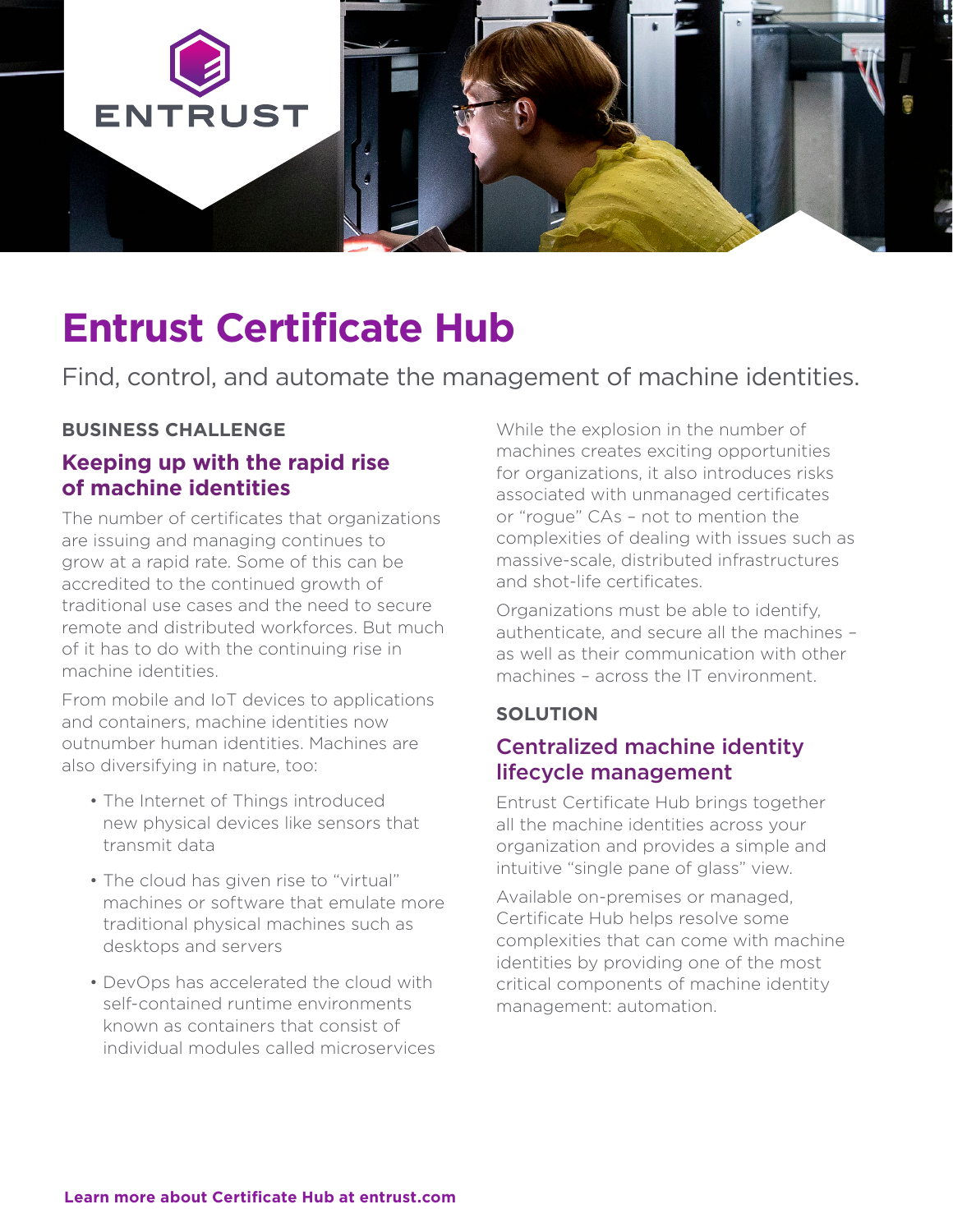ENTRUST

# Entrust Certificate Hub

Find, control, and automate the management of machine identities.

**BUSINESS CHALLENGE**

## Keeping up with the rapid rise of machine identities

The number of certificates that organizations are issuing and managing continues to grow at a rapid rate. Some of this can be accredited to the continued growth of traditional use cases and the need to secure remote and distributed workforces. But much of it has to do with the continuing rise in machine identities.

From mobile and IoT devices to applications and containers, machine identities now outnumber human identities. Machines are also diversifying in nature, too:

- The Internet of Things introduced new physical devices like sensors that transmit data
- The cloud has given rise to "virtual" machines or software that emulate more traditional physical machines such as desktops and servers
- DevOps has accelerated the cloud with self-contained runtime environments known as containers that consist of individual modules called microservices

While the explosion in the number of machines creates exciting opportunities for organizations, it also introduces risks associated with unmanaged certificates or "rogue" CAs – not to mention the complexities of dealing with issues such as massive-scale, distributed infrastructures and shot-life certificates.

Organizations must be able to identify, authenticate, and secure all the machines – as well as their communication with other machines – across the IT environment.

**SOLUTION**

## Centralized machine identity lifecycle management

Entrust Certificate Hub brings together all the machine identities across your organization and provides a simple and intuitive "single pane of glass" view.

Available on-premises or managed, Certificate Hub helps resolve some complexities that can come with machine identities by providing one of the most critical components of machine identity management: automation.

**Learn more about Certificate Hub at entrust.com**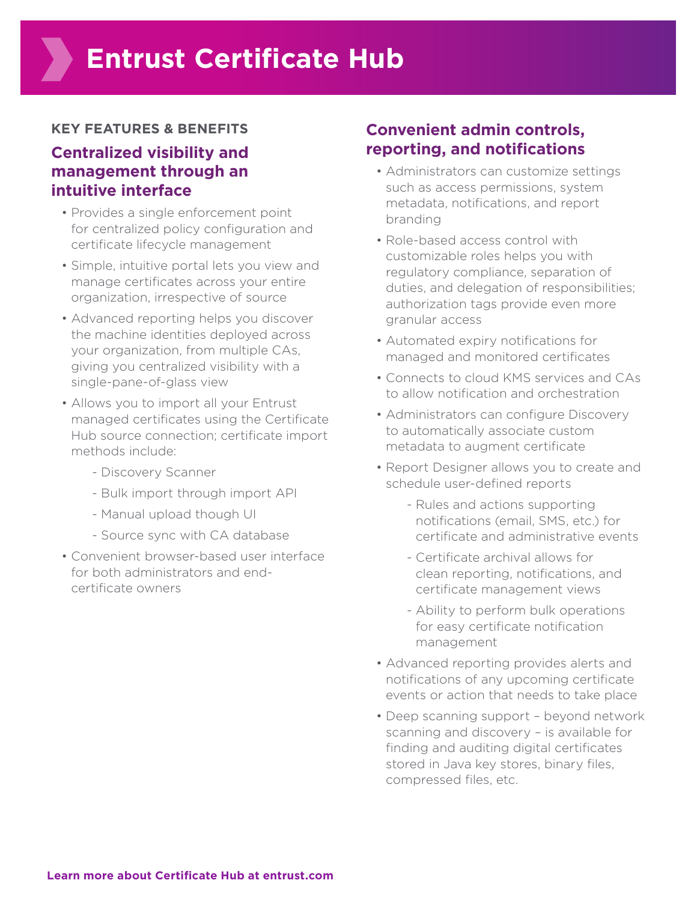# Entrust Certificate Hub

**KEY FEATURES & BENEFITS**

## Centralized visibility and management through an intuitive interface

- Provides a single enforcement point for centralized policy configuration and certificate lifecycle management
- Simple, intuitive portal lets you view and manage certificates across your entire organization, irrespective of source
- Advanced reporting helps you discover the machine identities deployed across your organization, from multiple CAs, giving you centralized visibility with a single-pane-of-glass view
- Allows you to import all your Entrust managed certificates using the Certificate Hub source connection; certificate import methods include:
  - Discovery Scanner
  - Bulk import through import API
  - Manual upload though UI
  - Source sync with CA database
- Convenient browser-based user interface for both administrators and end-certificate owners

## Convenient admin controls, reporting, and notifications

- Administrators can customize settings such as access permissions, system metadata, notifications, and report branding
- Role-based access control with customizable roles helps you with regulatory compliance, separation of duties, and delegation of responsibilities; authorization tags provide even more granular access
- Automated expiry notifications for managed and monitored certificates
- Connects to cloud KMS services and CAs to allow notification and orchestration
- Administrators can configure Discovery to automatically associate custom metadata to augment certificate
- Report Designer allows you to create and schedule user-defined reports
  - Rules and actions supporting notifications (email, SMS, etc.) for certificate and administrative events
  - Certificate archival allows for clean reporting, notifications, and certificate management views
  - Ability to perform bulk operations for easy certificate notification management
- Advanced reporting provides alerts and notifications of any upcoming certificate events or action that needs to take place
- Deep scanning support – beyond network scanning and discovery – is available for finding and auditing digital certificates stored in Java key stores, binary files, compressed files, etc.

**Learn more about Certificate Hub at entrust.com**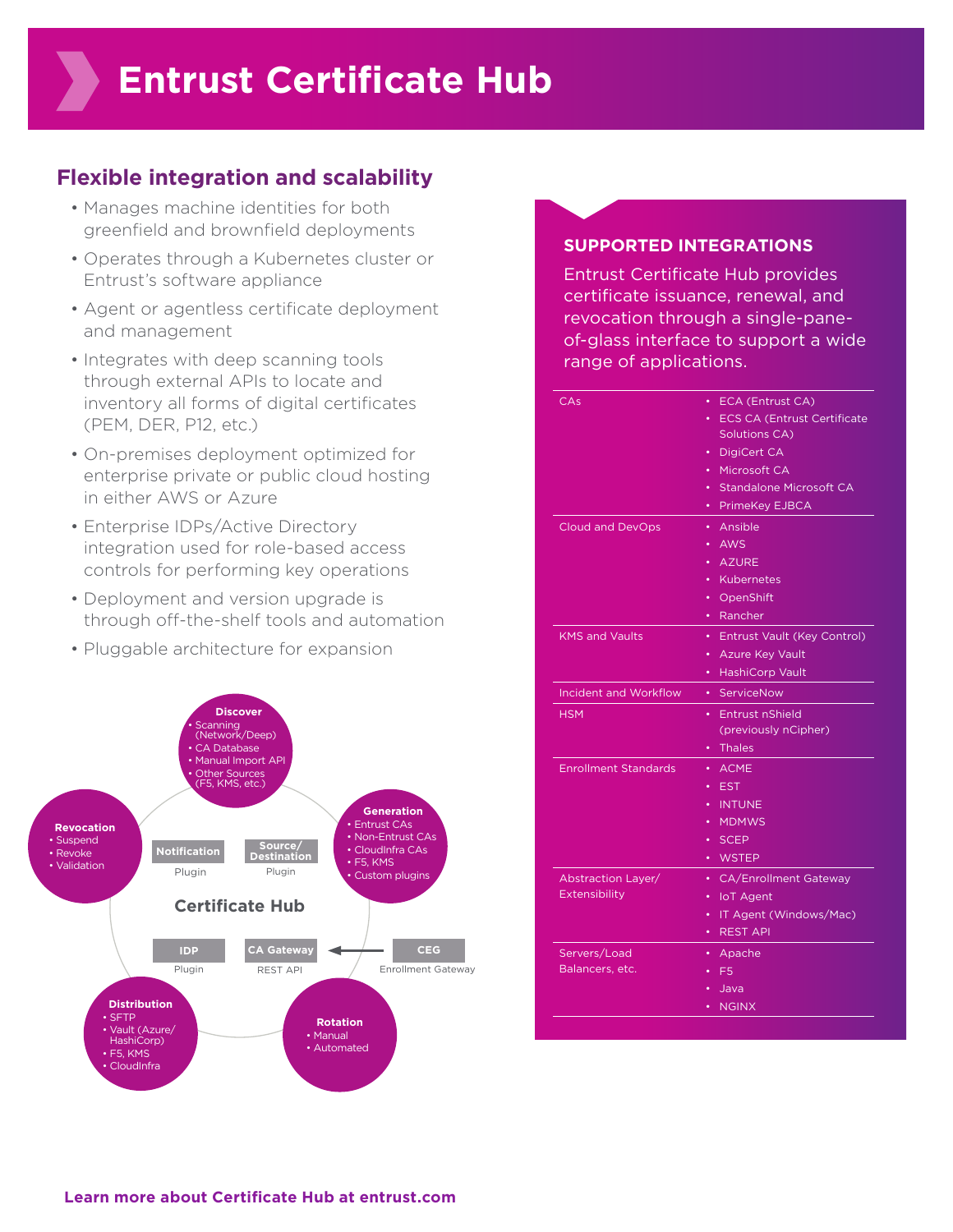# Entrust Certificate Hub

## Flexible integration and scalability

- Manages machine identities for both greenfield and brownfield deployments
- Operates through a Kubernetes cluster or Entrust's software appliance
- Agent or agentless certificate deployment and management
- Integrates with deep scanning tools through external APIs to locate and inventory all forms of digital certificates (PEM, DER, P12, etc.)
- On-premises deployment optimized for enterprise private or public cloud hosting in either AWS or Azure
- Enterprise IDPs/Active Directory integration used for role-based access controls for performing key operations
- Deployment and version upgrade is through off-the-shelf tools and automation
- Pluggable architecture for expansion

**Certificate Hub**

**Discover**
- Scanning (Network/Deep)
- CA Database
- Manual Import API
- Other Sources (F5, KMS, etc.)

**Generation**
- Entrust CAs
- Non-Entrust CAs
- CloudInfra CAs
- F5, KMS
- Custom plugins

**Rotation**
- Manual
- Automated

**Distribution**
- SFTP
- Vault (Azure/HashiCorp)
- F5, KMS
- CloudInfra

**Revocation**
- Suspend
- Revoke
- Validation

Notification — Plugin
Source/Destination — Plugin
IDP — Plugin
CA Gateway — REST API
CEG — Enrollment Gateway

### SUPPORTED INTEGRATIONS

Entrust Certificate Hub provides certificate issuance, renewal, and revocation through a single-pane-of-glass interface to support a wide range of applications.

| Category | Integrations |
|---|---|
| CAs | • ECA (Entrust CA)<br>• ECS CA (Entrust Certificate Solutions CA)<br>• DigiCert CA<br>• Microsoft CA<br>• Standalone Microsoft CA<br>• PrimeKey EJBCA |
| Cloud and DevOps | • Ansible<br>• AWS<br>• AZURE<br>• Kubernetes<br>• OpenShift<br>• Rancher |
| KMS and Vaults | • Entrust Vault (Key Control)<br>• Azure Key Vault<br>• HashiCorp Vault |
| Incident and Workflow | • ServiceNow |
| HSM | • Entrust nShield (previously nCipher)<br>• Thales |
| Enrollment Standards | • ACME<br>• EST<br>• INTUNE<br>• MDMWS<br>• SCEP<br>• WSTEP |
| Abstraction Layer/ Extensibility | • CA/Enrollment Gateway<br>• IoT Agent<br>• IT Agent (Windows/Mac)<br>• REST API |
| Servers/Load Balancers, etc. | • Apache<br>• F5<br>• Java<br>• NGINX |

**Learn more about Certificate Hub at entrust.com**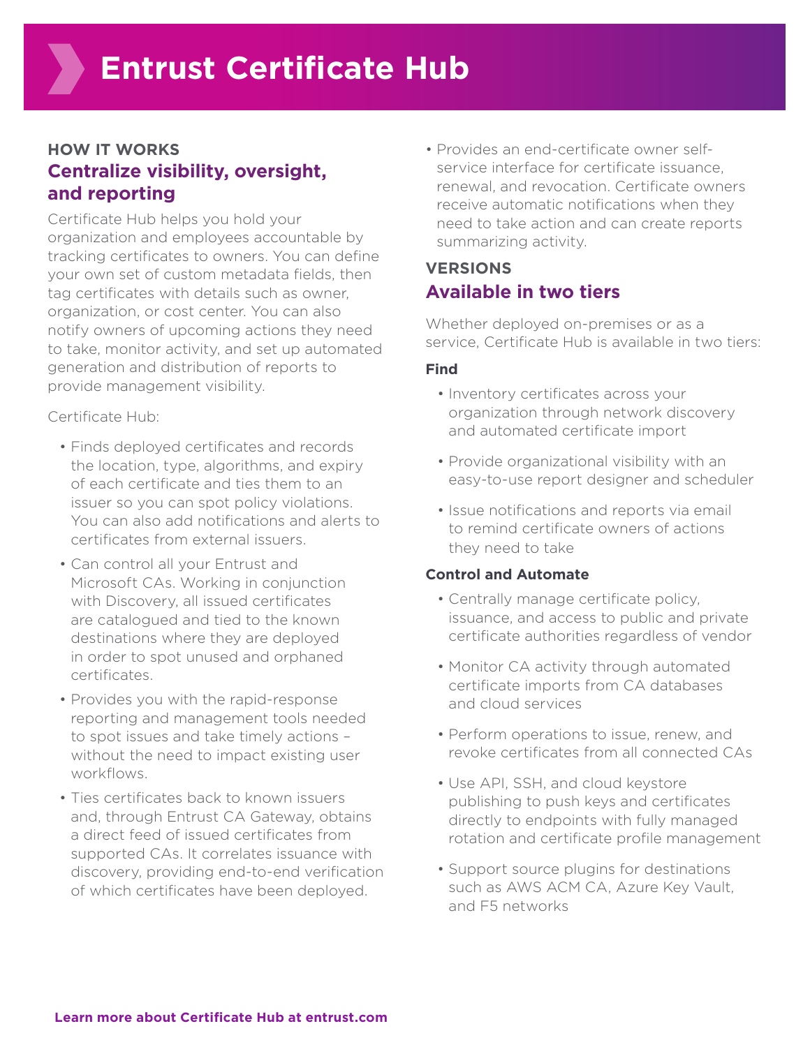# Entrust Certificate Hub

## HOW IT WORKS

### Centralize visibility, oversight, and reporting

Certificate Hub helps you hold your organization and employees accountable by tracking certificates to owners. You can define your own set of custom metadata fields, then tag certificates with details such as owner, organization, or cost center. You can also notify owners of upcoming actions they need to take, monitor activity, and set up automated generation and distribution of reports to provide management visibility.

Certificate Hub:

- Finds deployed certificates and records the location, type, algorithms, and expiry of each certificate and ties them to an issuer so you can spot policy violations. You can also add notifications and alerts to certificates from external issuers.
- Can control all your Entrust and Microsoft CAs. Working in conjunction with Discovery, all issued certificates are catalogued and tied to the known destinations where they are deployed in order to spot unused and orphaned certificates.
- Provides you with the rapid-response reporting and management tools needed to spot issues and take timely actions – without the need to impact existing user workflows.
- Ties certificates back to known issuers and, through Entrust CA Gateway, obtains a direct feed of issued certificates from supported CAs. It correlates issuance with discovery, providing end-to-end verification of which certificates have been deployed.
- Provides an end-certificate owner self-service interface for certificate issuance, renewal, and revocation. Certificate owners receive automatic notifications when they need to take action and can create reports summarizing activity.

## VERSIONS

### Available in two tiers

Whether deployed on-premises or as a service, Certificate Hub is available in two tiers:

**Find**

- Inventory certificates across your organization through network discovery and automated certificate import
- Provide organizational visibility with an easy-to-use report designer and scheduler
- Issue notifications and reports via email to remind certificate owners of actions they need to take

**Control and Automate**

- Centrally manage certificate policy, issuance, and access to public and private certificate authorities regardless of vendor
- Monitor CA activity through automated certificate imports from CA databases and cloud services
- Perform operations to issue, renew, and revoke certificates from all connected CAs
- Use API, SSH, and cloud keystore publishing to push keys and certificates directly to endpoints with fully managed rotation and certificate profile management
- Support source plugins for destinations such as AWS ACM CA, Azure Key Vault, and F5 networks

**Learn more about Certificate Hub at entrust.com**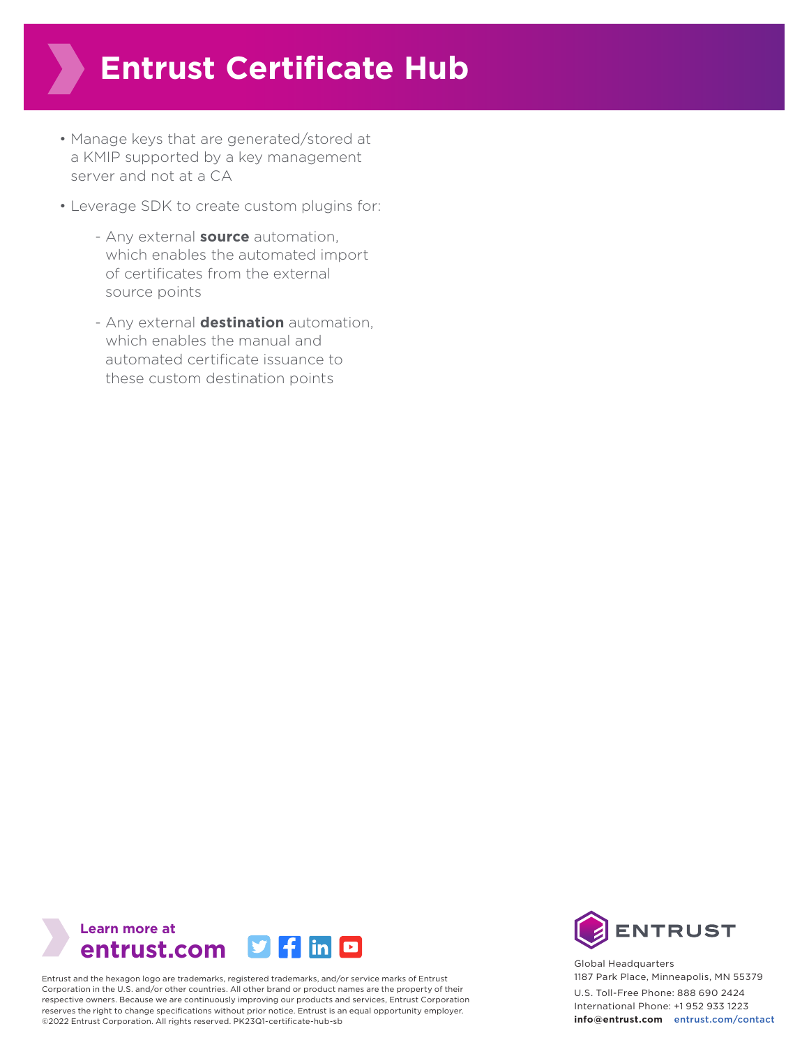# Entrust Certificate Hub

- Manage keys that are generated/stored at a KMIP supported by a key management server and not at a CA
- Leverage SDK to create custom plugins for:
  - Any external **source** automation, which enables the automated import of certificates from the external source points
  - Any external **destination** automation, which enables the manual and automated certificate issuance to these custom destination points

**Learn more at**
**entrust.com**

Entrust and the hexagon logo are trademarks, registered trademarks, and/or service marks of Entrust Corporation in the U.S. and/or other countries. All other brand or product names are the property of their respective owners. Because we are continuously improving our products and services, Entrust Corporation reserves the right to change specifications without prior notice. Entrust is an equal opportunity employer. ©2022 Entrust Corporation. All rights reserved. PK23Q1-certificate-hub-sb

ENTRUST

Global Headquarters
1187 Park Place, Minneapolis, MN 55379
U.S. Toll-Free Phone: 888 690 2424
International Phone: +1 952 933 1223
**info@entrust.com** entrust.com/contact